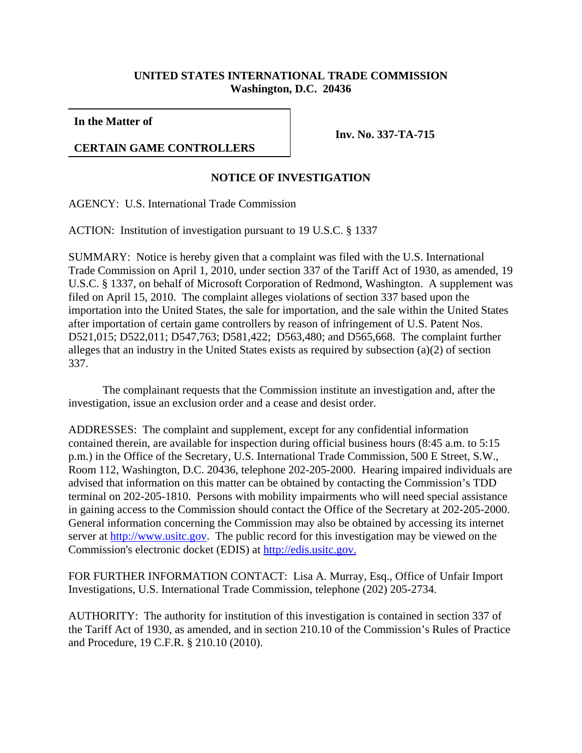**UNITED STATES INTERNATIONAL TRADE COMMISSION**
**Washington, D.C. 20436**

| **In the Matter of** | **Inv. No. 337-TA-715** |
|---|---|
| **CERTAIN GAME CONTROLLERS** | |

## NOTICE OF INVESTIGATION

AGENCY: U.S. International Trade Commission

ACTION: Institution of investigation pursuant to 19 U.S.C. § 1337

SUMMARY: Notice is hereby given that a complaint was filed with the U.S. International Trade Commission on April 1, 2010, under section 337 of the Tariff Act of 1930, as amended, 19 U.S.C. § 1337, on behalf of Microsoft Corporation of Redmond, Washington. A supplement was filed on April 15, 2010. The complaint alleges violations of section 337 based upon the importation into the United States, the sale for importation, and the sale within the United States after importation of certain game controllers by reason of infringement of U.S. Patent Nos. D521,015; D522,011; D547,763; D581,422; D563,480; and D565,668. The complaint further alleges that an industry in the United States exists as required by subsection (a)(2) of section 337.

The complainant requests that the Commission institute an investigation and, after the investigation, issue an exclusion order and a cease and desist order.

ADDRESSES: The complaint and supplement, except for any confidential information contained therein, are available for inspection during official business hours (8:45 a.m. to 5:15 p.m.) in the Office of the Secretary, U.S. International Trade Commission, 500 E Street, S.W., Room 112, Washington, D.C. 20436, telephone 202-205-2000. Hearing impaired individuals are advised that information on this matter can be obtained by contacting the Commission's TDD terminal on 202-205-1810. Persons with mobility impairments who will need special assistance in gaining access to the Commission should contact the Office of the Secretary at 202-205-2000. General information concerning the Commission may also be obtained by accessing its internet server at http://www.usitc.gov. The public record for this investigation may be viewed on the Commission's electronic docket (EDIS) at http://edis.usitc.gov.

FOR FURTHER INFORMATION CONTACT: Lisa A. Murray, Esq., Office of Unfair Import Investigations, U.S. International Trade Commission, telephone (202) 205-2734.

AUTHORITY: The authority for institution of this investigation is contained in section 337 of the Tariff Act of 1930, as amended, and in section 210.10 of the Commission's Rules of Practice and Procedure, 19 C.F.R. § 210.10 (2010).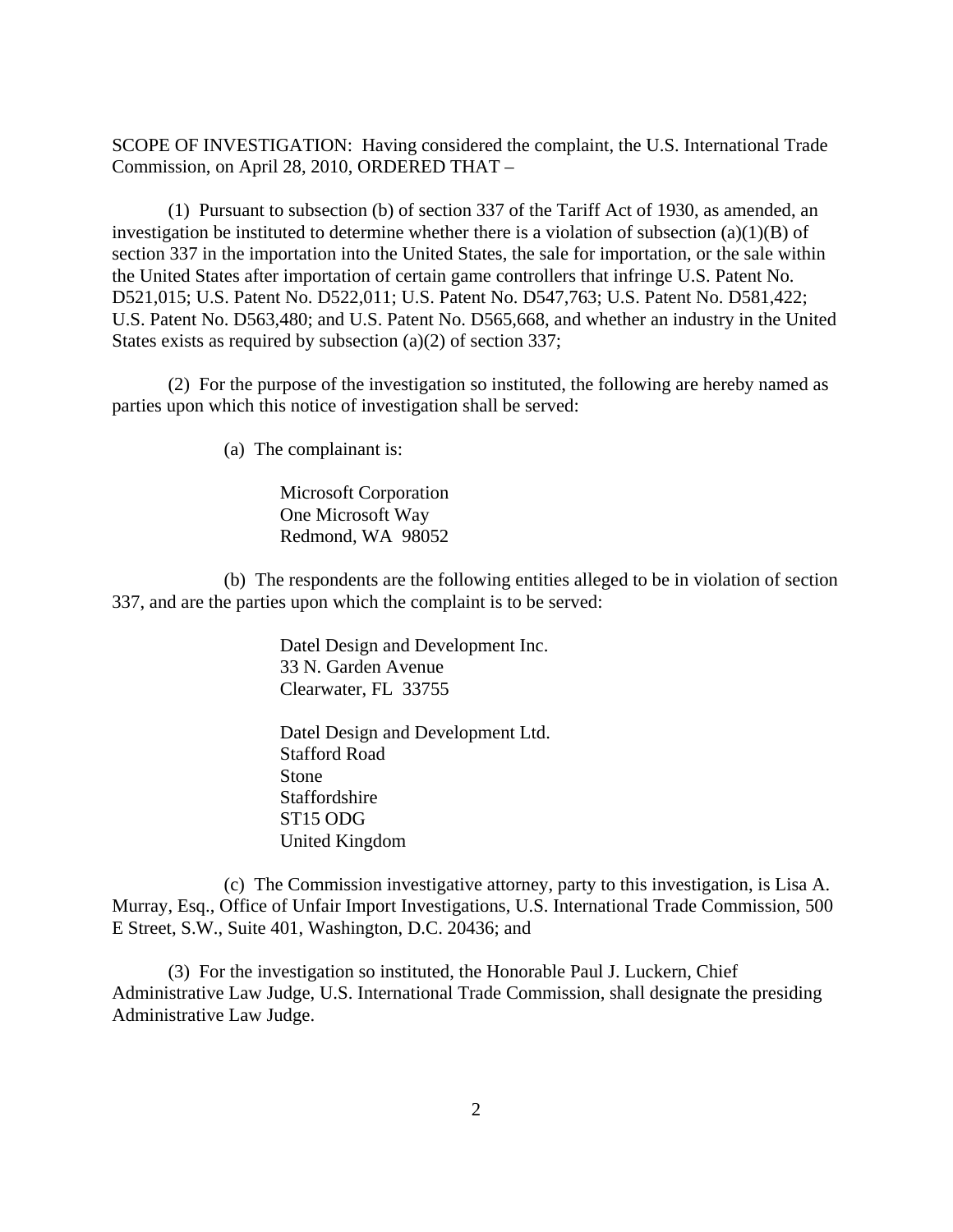SCOPE OF INVESTIGATION: Having considered the complaint, the U.S. International Trade Commission, on April 28, 2010, ORDERED THAT –

(1) Pursuant to subsection (b) of section 337 of the Tariff Act of 1930, as amended, an investigation be instituted to determine whether there is a violation of subsection (a)(1)(B) of section 337 in the importation into the United States, the sale for importation, or the sale within the United States after importation of certain game controllers that infringe U.S. Patent No. D521,015; U.S. Patent No. D522,011; U.S. Patent No. D547,763; U.S. Patent No. D581,422; U.S. Patent No. D563,480; and U.S. Patent No. D565,668, and whether an industry in the United States exists as required by subsection (a)(2) of section 337;

(2) For the purpose of the investigation so instituted, the following are hereby named as parties upon which this notice of investigation shall be served:

(a) The complainant is:

Microsoft Corporation
One Microsoft Way
Redmond, WA 98052

(b) The respondents are the following entities alleged to be in violation of section 337, and are the parties upon which the complaint is to be served:

Datel Design and Development Inc.
33 N. Garden Avenue
Clearwater, FL 33755

Datel Design and Development Ltd.
Stafford Road
Stone
Staffordshire
ST15 ODG
United Kingdom

(c) The Commission investigative attorney, party to this investigation, is Lisa A. Murray, Esq., Office of Unfair Import Investigations, U.S. International Trade Commission, 500 E Street, S.W., Suite 401, Washington, D.C. 20436; and

(3) For the investigation so instituted, the Honorable Paul J. Luckern, Chief Administrative Law Judge, U.S. International Trade Commission, shall designate the presiding Administrative Law Judge.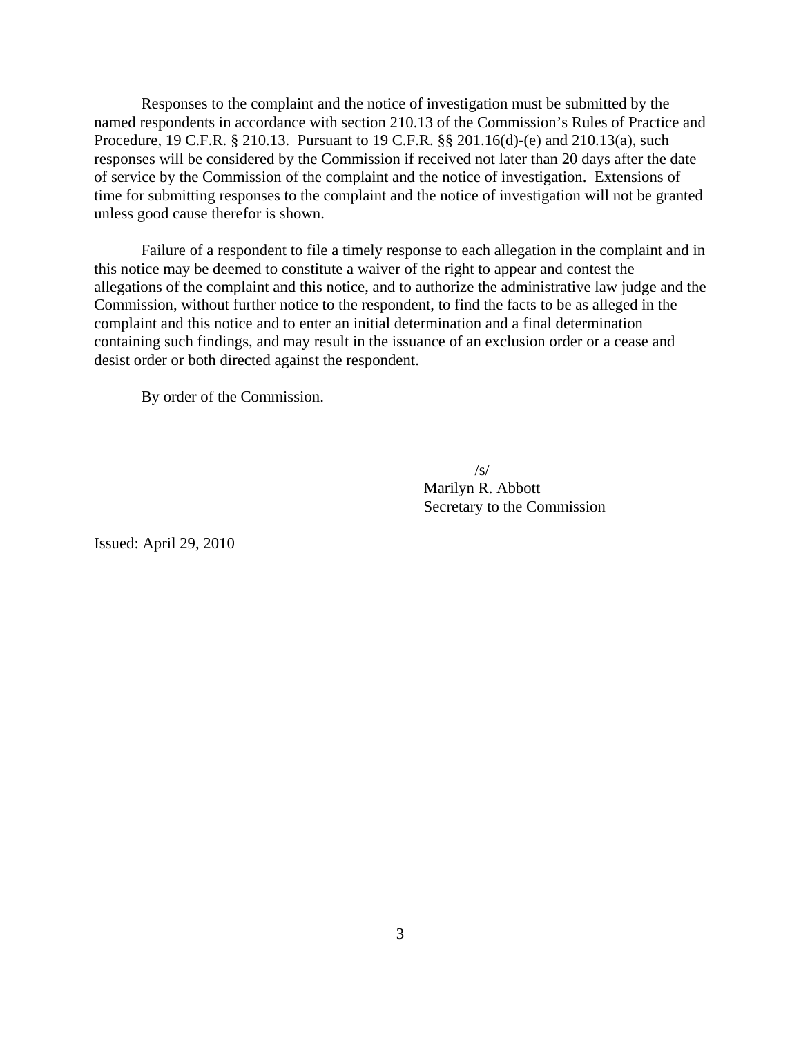Responses to the complaint and the notice of investigation must be submitted by the named respondents in accordance with section 210.13 of the Commission's Rules of Practice and Procedure, 19 C.F.R. § 210.13. Pursuant to 19 C.F.R. §§ 201.16(d)-(e) and 210.13(a), such responses will be considered by the Commission if received not later than 20 days after the date of service by the Commission of the complaint and the notice of investigation. Extensions of time for submitting responses to the complaint and the notice of investigation will not be granted unless good cause therefor is shown.

Failure of a respondent to file a timely response to each allegation in the complaint and in this notice may be deemed to constitute a waiver of the right to appear and contest the allegations of the complaint and this notice, and to authorize the administrative law judge and the Commission, without further notice to the respondent, to find the facts to be as alleged in the complaint and this notice and to enter an initial determination and a final determination containing such findings, and may result in the issuance of an exclusion order or a cease and desist order or both directed against the respondent.

By order of the Commission.

/s/
Marilyn R. Abbott
Secretary to the Commission

Issued: April 29, 2010